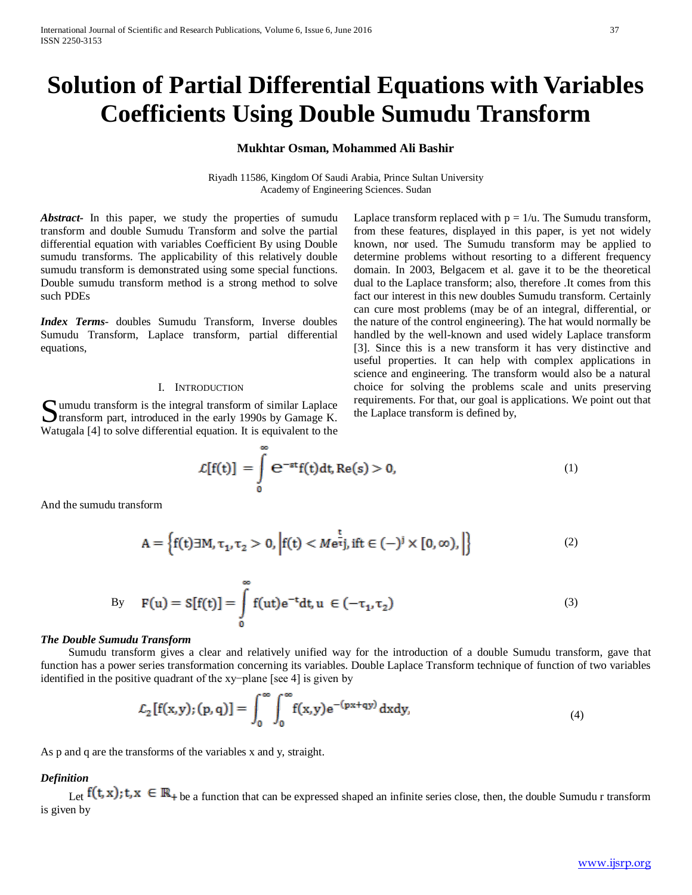# Solution of Partial Differential Equations with Variables Coefficients Using Double Sumudu Transform

**Mukhtar Osman, Mohammed Ali Bashir**

Riyadh 11586, Kingdom Of Saudi Arabia, Prince Sultan University
Academy of Engineering Sciences. Sudan

***Abstract-*** In this paper, we study the properties of sumudu transform and double Sumudu Transform and solve the partial differential equation with variables Coefficient By using Double sumudu transforms. The applicability of this relatively double sumudu transform is demonstrated using some special functions. Double sumudu transform method is a strong method to solve such PDEs

***Index Terms-*** doubles Sumudu Transform, Inverse doubles Sumudu Transform, Laplace transform, partial differential equations,

## I. Introduction

Sumudu transform is the integral transform of similar Laplace transform part, introduced in the early 1990s by Gamage K. Watugala [4] to solve differential equation. It is equivalent to the Laplace transform replaced with $p = 1/u$. The Sumudu transform, from these features, displayed in this paper, is yet not widely known, nor used. The Sumudu transform may be applied to determine problems without resorting to a different frequency domain. In 2003, Belgacem et al. gave it to be the theoretical dual to the Laplace transform; also, therefore .It comes from this fact our interest in this new doubles Sumudu transform. Certainly can cure most problems (may be of an integral, differential, or the nature of the control engineering). The hat would normally be handled by the well-known and used widely Laplace transform [3]. Since this is a new transform it has very distinctive and useful properties. It can help with complex applications in science and engineering. The transform would also be a natural choice for solving the problems scale and units preserving requirements. For that, our goal is applications. We point out that the Laplace transform is defined by,

$$\mathcal{L}[f(t)] = \int_0^\infty e^{-st} f(t)dt, \mathrm{Re}(s) > 0, \tag{1}$$

And the sumudu transform

$$A = \left\{ f(t) \exists M, \tau_1, \tau_2 > 0, \left| f(t) < Me^{\frac{t}{\tau}} j, \text{if} t \in (-)^j \times [0, \infty), \right| \right\} \tag{2}$$

By $$F(u) = S[f(t)] = \int_0^\infty f(ut)e^{-t}dt, u \in (-\tau_1, \tau_2) \tag{3}$$

***The Double Sumudu Transform***

Sumudu transform gives a clear and relatively unified way for the introduction of a double Sumudu transform, gave that function has a power series transformation concerning its variables. Double Laplace Transform technique of function of two variables identified in the positive quadrant of the xy–plane [see 4] is given by

$$\mathcal{L}_2[f(x,y);(p,q)] = \int_0^\infty \int_0^\infty f(x,y)e^{-(px+qy)}dxdy, \tag{4}$$

As p and q are the transforms of the variables x and y, straight.

***Definition***

Let $f(t,x); t,x \in \mathbb{R}_+$ be a function that can be expressed shaped an infinite series close, then, the double Sumudu r transform is given by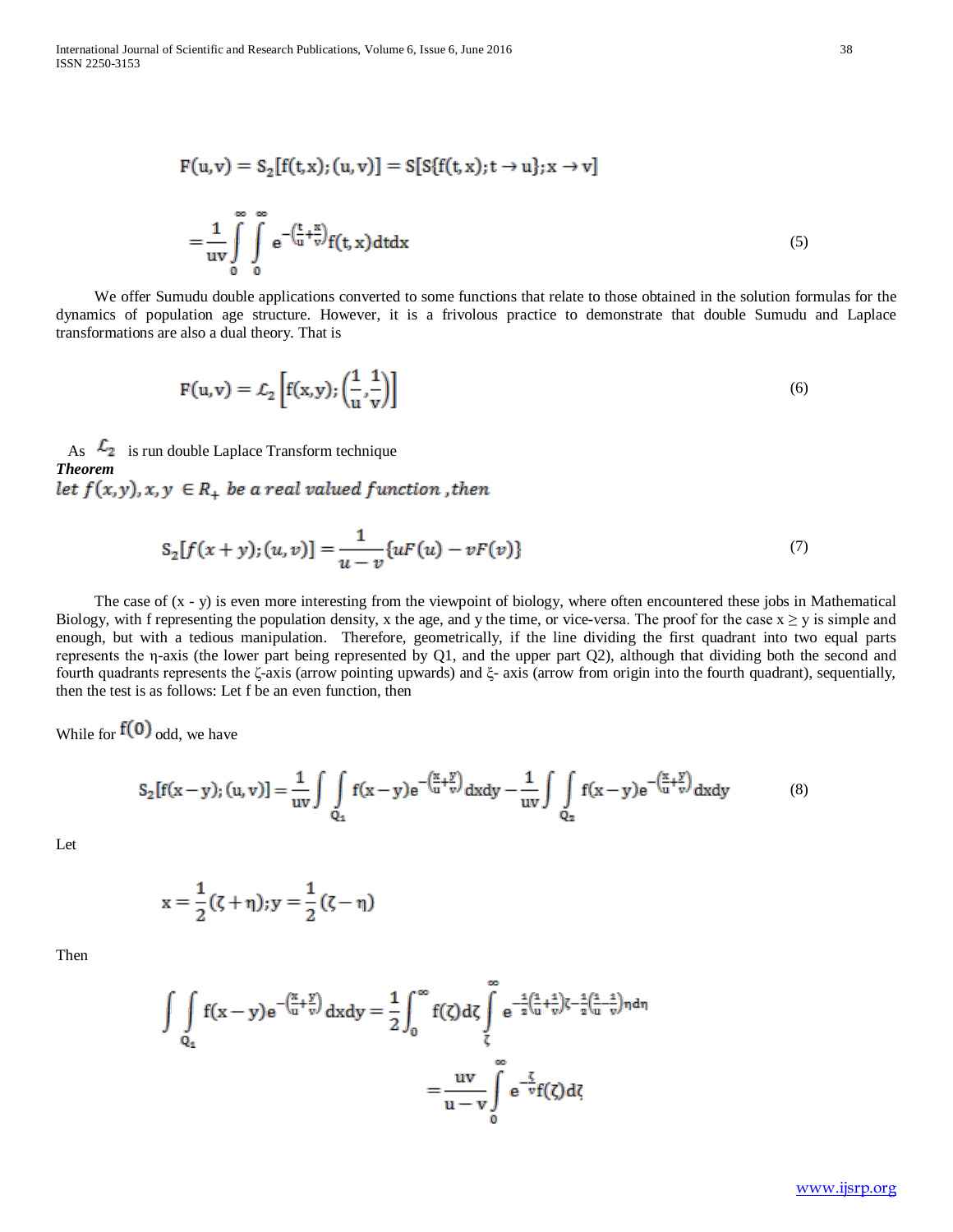$$F(u,v) = S_2[f(t,x);(u,v)] = S[S\{f(t,x);t \to u\};x \to v]$$

$$= \frac{1}{uv}\int_0^{\infty}\int_0^{\infty} e^{-\left(\frac{t}{u}+\frac{x}{v}\right)} f(t,x)\,dt\,dx \tag{5}$$

We offer Sumudu double applications converted to some functions that relate to those obtained in the solution formulas for the dynamics of population age structure. However, it is a frivolous practice to demonstrate that double Sumudu and Laplace transformations are also a dual theory. That is

$$F(u,v) = \mathcal{L}_2\left[f(x,y);\left(\frac{1}{u},\frac{1}{v}\right)\right] \tag{6}$$

As $\mathcal{L}_2$ is run double Laplace Transform technique

***Theorem***

*let $f(x,y), x,y \in R_+$ be a real valued function ,then*

$$S_2[f(x+y);(u,v)] = \frac{1}{u-v}\{uF(u) - vF(v)\} \tag{7}$$

The case of (x - y) is even more interesting from the viewpoint of biology, where often encountered these jobs in Mathematical Biology, with f representing the population density, x the age, and y the time, or vice-versa. The proof for the case $x \geq y$ is simple and enough, but with a tedious manipulation. Therefore, geometrically, if the line dividing the first quadrant into two equal parts represents the η-axis (the lower part being represented by Q1, and the upper part Q2), although that dividing both the second and fourth quadrants represents the ζ-axis (arrow pointing upwards) and ξ- axis (arrow from origin into the fourth quadrant), sequentially, then the test is as follows: Let f be an even function, then

While for $f(0)$ odd, we have

$$S_2[f(x-y);(u,v)] = \frac{1}{uv}\int\int_{Q_1} f(x-y)e^{-\left(\frac{x}{u}+\frac{y}{v}\right)}dxdy - \frac{1}{uv}\int\int_{Q_2} f(x-y)e^{-\left(\frac{x}{u}+\frac{y}{v}\right)}dxdy \tag{8}$$

Let

$$x = \frac{1}{2}(\zeta+\eta); y = \frac{1}{2}(\zeta-\eta)$$

Then

$$\int\int_{Q_1} f(x-y)e^{-\left(\frac{x}{u}+\frac{y}{v}\right)}dxdy = \frac{1}{2}\int_0^{\infty} f(\zeta)d\zeta \int_{\zeta}^{\infty} e^{-\frac{1}{2}\left(\frac{1}{u}+\frac{1}{v}\right)\zeta - \frac{1}{2}\left(\frac{1}{u}-\frac{1}{v}\right)\eta}d\eta$$

$$= \frac{uv}{u-v}\int_0^{\infty} e^{-\frac{\zeta}{v}} f(\zeta)d\zeta$$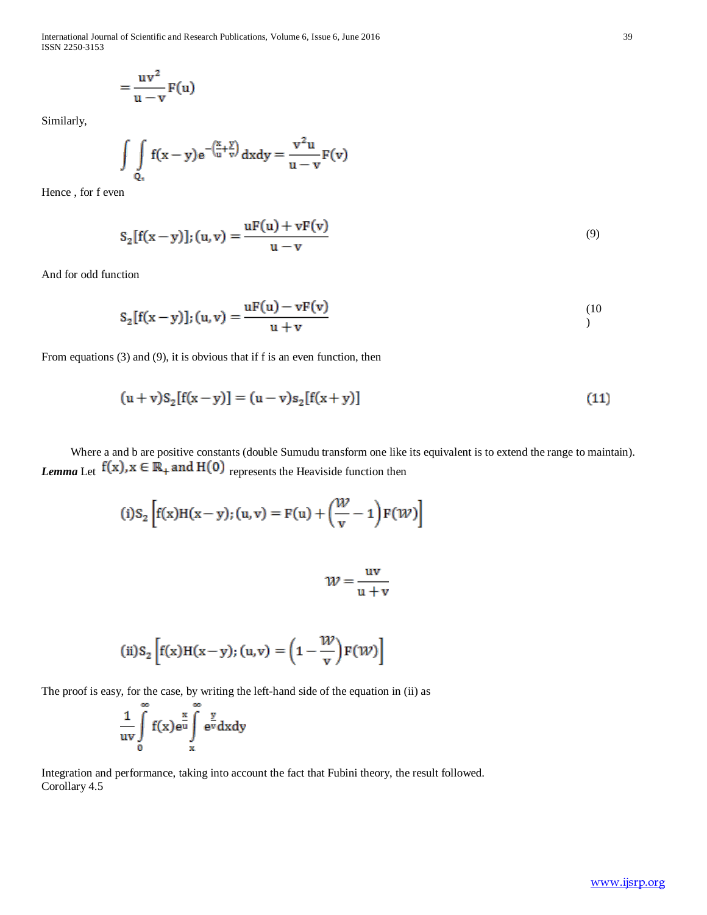$$= \frac{uv^2}{u-v}F(u)$$

Similarly,

$$\int\int_{Q_2} f(x-y)e^{-\left(\frac{x}{u}+\frac{y}{v}\right)}dxdy = \frac{v^2u}{u-v}F(v)$$

Hence , for f even

$$S_2[f(x-y)];(u,v) = \frac{uF(u)+vF(v)}{u-v} \tag{9}$$

And for odd function

$$S_2[f(x-y)];(u,v) = \frac{uF(u)-vF(v)}{u+v} \tag{10}$$

From equations (3) and (9), it is obvious that if f is an even function, then

$$(u+v)S_2[f(x-y)] = (u-v)s_2[f(x+y)] \tag{11}$$

Where a and b are positive constants (double Sumudu transform one like its equivalent is to extend the range to maintain).

***Lemma*** Let $f(x), x \in \mathbb{R}_+$ and $H(0)$ represents the Heaviside function then

$$(i) S_2\left[f(x)H(x-y);(u,v) = F(u) + \left(\frac{\mathcal{W}}{v}-1\right)F(\mathcal{W})\right]$$

$$\mathcal{W} = \frac{uv}{u+v}$$

$$(ii) S_2\left[f(x)H(x-y);(u,v) = \left(1-\frac{\mathcal{W}}{v}\right)F(\mathcal{W})\right]$$

The proof is easy, for the case, by writing the left-hand side of the equation in (ii) as

$$\frac{1}{uv}\int_0^\infty f(x)e^{\frac{x}{u}}\int_x^\infty e^{\frac{y}{v}}dxdy$$

Integration and performance, taking into account the fact that Fubini theory, the result followed.

Corollary 4.5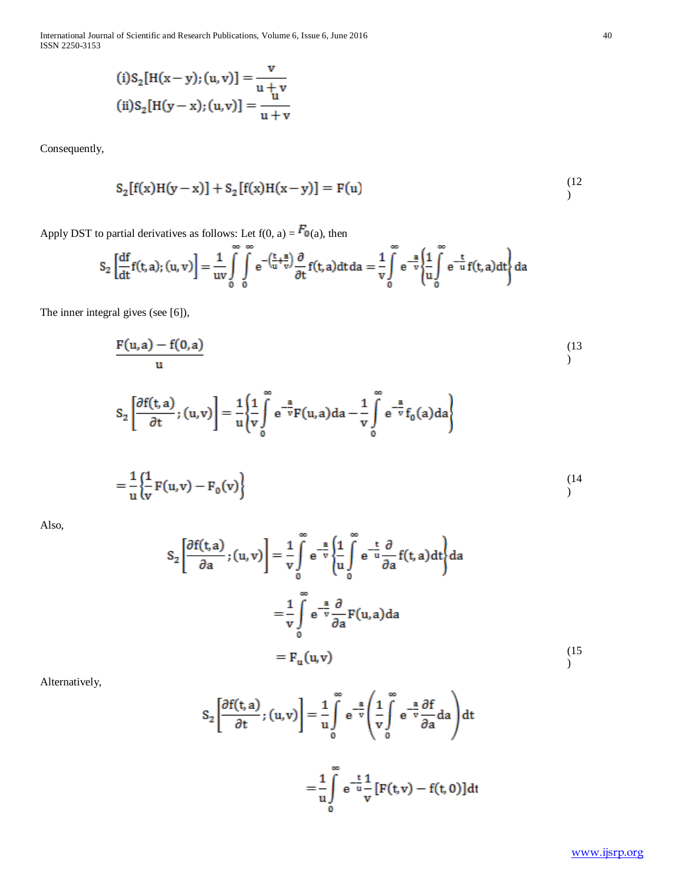$$(i) S_2[H(x-y);(u,v)] = \frac{v}{u+v}$$

$$(ii) S_2[H(y-x);(u,v)] = \frac{u}{u+v}$$

Consequently,

$$S_2[f(x)H(y-x)] + S_2[f(x)H(x-y)] = F(u) \tag{12}$$

Apply DST to partial derivatives as follows: Let f(0, a) = $F_0$(a), then

$$S_2\left[\frac{df}{dt}f(t,a);(u,v)\right] = \frac{1}{uv}\int_0^\infty\int_0^\infty e^{-\left(\frac{t}{u}+\frac{a}{v}\right)}\frac{\partial}{\partial t}f(t,a)\,dt\,da = \frac{1}{v}\int_0^\infty e^{-\frac{a}{v}}\left\{\frac{1}{u}\int_0^\infty e^{-\frac{t}{u}}f(t,a)\,dt\right\}da$$

The inner integral gives (see [6]),

$$\frac{F(u,a) - f(0,a)}{u} \tag{13}$$

$$S_2\left[\frac{\partial f(t,a)}{\partial t};(u,v)\right] = \frac{1}{u}\left\{\frac{1}{v}\int_0^\infty e^{-\frac{a}{v}}F(u,a)\,da - \frac{1}{v}\int_0^\infty e^{-\frac{a}{v}}f_0(a)\,da\right\}$$

$$= \frac{1}{u}\left\{\frac{1}{v}F(u,v) - F_0(v)\right\} \tag{14}$$

Also,

$$S_2\left[\frac{\partial f(t,a)}{\partial a};(u,v)\right] = \frac{1}{v}\int_0^\infty e^{-\frac{a}{v}}\left\{\frac{1}{u}\int_0^\infty e^{-\frac{t}{u}}\frac{\partial}{\partial a}f(t,a)\,dt\right\}da$$

$$= \frac{1}{v}\int_0^\infty e^{-\frac{a}{v}}\frac{\partial}{\partial a}F(u,a)\,da$$

$$= F_u(u,v) \tag{15}$$

Alternatively,

$$S_2\left[\frac{\partial f(t,a)}{\partial t};(u,v)\right] = \frac{1}{u}\int_0^\infty e^{-\frac{a}{v}}\left(\frac{1}{v}\int_0^\infty e^{-\frac{a}{v}}\frac{\partial f}{\partial a}\,da\right)dt$$

$$= \frac{1}{u}\int_0^\infty e^{-\frac{t}{u}}\frac{1}{v}[F(t,v) - f(t,0)]\,dt$$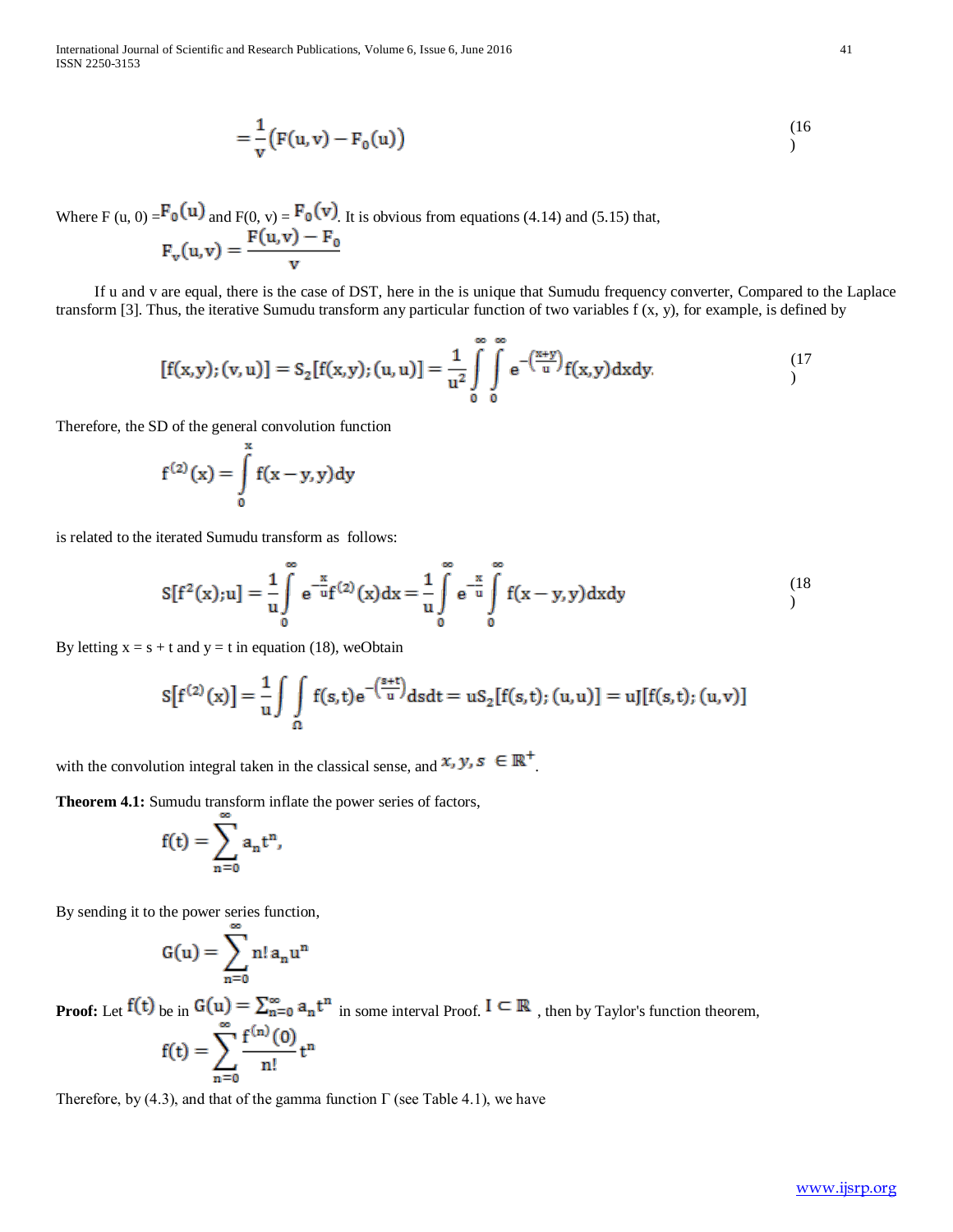$$= \frac{1}{v}\left(F(u,v) - F_0(u)\right) \tag{16}$$

Where F (u, 0) $= F_0(u)$ and F(0, v) = $F_0(v)$. It is obvious from equations (4.14) and (5.15) that,

$$F_v(u,v) = \frac{F(u,v) - F_0}{v}$$

If u and v are equal, there is the case of DST, here in the is unique that Sumudu frequency converter, Compared to the Laplace transform [3]. Thus, the iterative Sumudu transform any particular function of two variables f (x, y), for example, is defined by

$$[f(x,y);(v,u)] = S_2[f(x,y);(u,u)] = \frac{1}{u^2}\int_0^\infty\int_0^\infty e^{-\left(\frac{x+y}{u}\right)} f(x,y)dxdy. \tag{17}$$

Therefore, the SD of the general convolution function

$$f^{(2)}(x) = \int_0^x f(x-y,y)dy$$

is related to the iterated Sumudu transform as follows:

$$S[f^2(x);u] = \frac{1}{u}\int_0^\infty e^{-\frac{x}{u}} f^{(2)}(x)dx = \frac{1}{u}\int_0^\infty e^{-\frac{x}{u}}\int_0^\infty f(x-y,y)dxdy \tag{18}$$

By letting x = s + t and y = t in equation (18), weObtain

$$S\left[f^{(2)}(x)\right] = \frac{1}{u}\int\int_\Omega f(s,t)e^{-\left(\frac{s+t}{u}\right)}dsdt = uS_2[f(s,t);(u,u)] = uJ[f(s,t);(u,v)]$$

with the convolution integral taken in the classical sense, and $x, y, s \in \mathbb{R}^+$.

**Theorem 4.1:** Sumudu transform inflate the power series of factors,

$$f(t) = \sum_{n=0}^{\infty} a_n t^n,$$

By sending it to the power series function,

$$G(u) = \sum_{n=0}^{\infty} n!\, a_n u^n$$

**Proof:** Let $f(t)$ be in $G(u) = \sum_{n=0}^{\infty} a_n t^n$ in some interval Proof. $I \subset \mathbb{R}$ , then by Taylor's function theorem,

$$f(t) = \sum_{n=0}^{\infty} \frac{f^{(n)}(0)}{n!} t^n$$

Therefore, by (4.3), and that of the gamma function Γ (see Table 4.1), we have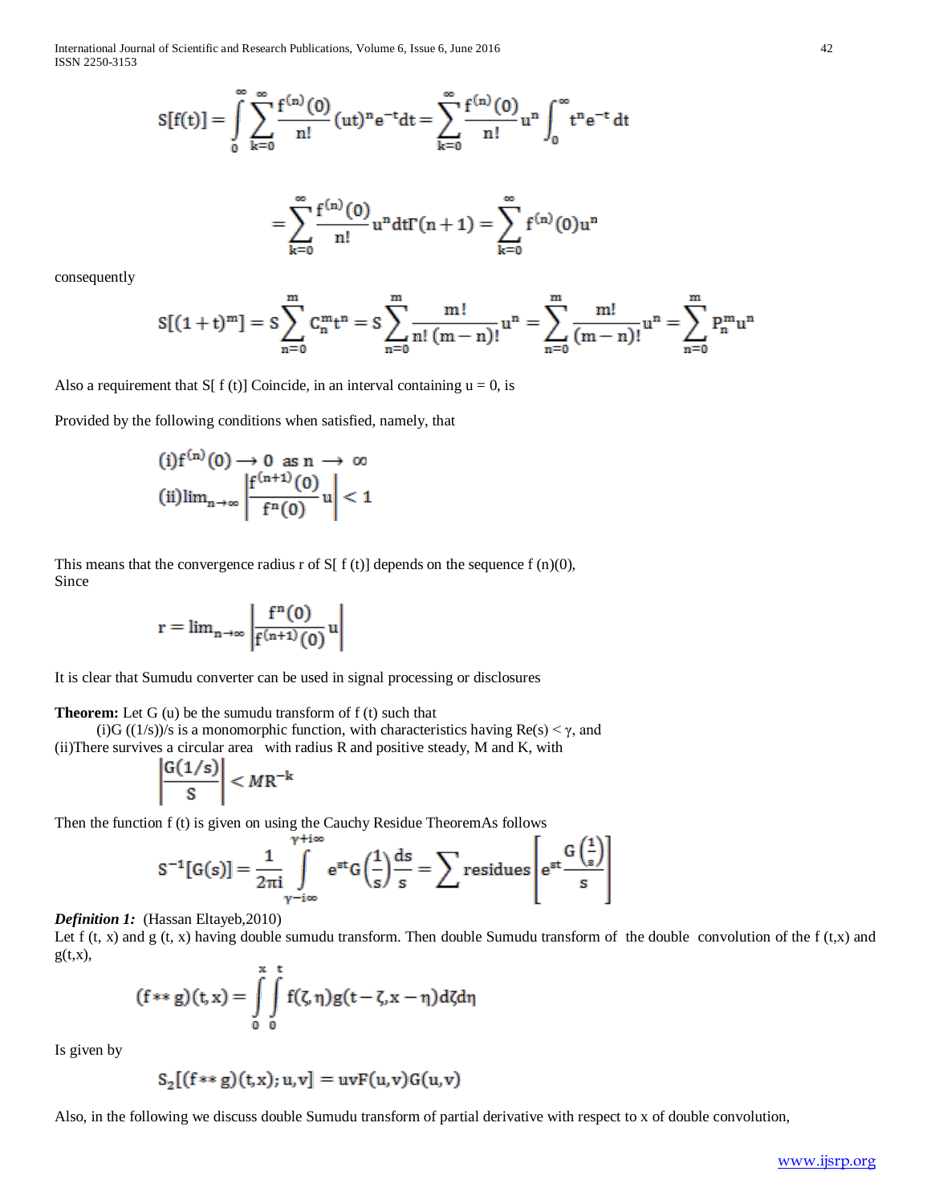$$S[f(t)] = \int_0^{\infty} \sum_{k=0}^{\infty} \frac{f^{(n)}(0)}{n!}(ut)^n e^{-t} dt = \sum_{k=0}^{\infty} \frac{f^{(n)}(0)}{n!} u^n \int_0^{\infty} t^n e^{-t}\, dt$$

$$= \sum_{k=0}^{\infty} \frac{f^{(n)}(0)}{n!} u^n dt \Gamma(n+1) = \sum_{k=0}^{\infty} f^{(n)}(0) u^n$$

consequently

$$S[(1+t)^m] = S \sum_{n=0}^{m} C_n^m t^n = S \sum_{n=0}^{m} \frac{m!}{n!\,(m-n)!} u^n = \sum_{n=0}^{m} \frac{m!}{(m-n)!} u^n = \sum_{n=0}^{m} P_n^m u^n$$

Also a requirement that S[ f (t)] Coincide, in an interval containing u = 0, is

Provided by the following conditions when satisfied, namely, that

$$\text{(i)} f^{(n)}(0) \to 0 \ \text{ as } n \to \infty$$
$$\text{(ii)} \lim_{n\to\infty} \left| \frac{f^{(n+1)}(0)}{f^{n}(0)} u \right| < 1$$

This means that the convergence radius r of S[ f (t)] depends on the sequence f (n)(0),
Since

$$r = \lim_{n\to\infty} \left| \frac{f^{n}(0)}{f^{(n+1)}(0)} u \right|$$

It is clear that Sumudu converter can be used in signal processing or disclosures

**Theorem:** Let G (u) be the sumudu transform of f (t) such that
(i)G ((1/s))/s is a monomorphic function, with characteristics having Re(s) < γ, and
(ii)There survives a circular area with radius R and positive steady, M and K, with

$$\left| \frac{G(1/s)}{S} \right| < MR^{-k}$$

Then the function f (t) is given on using the Cauchy Residue TheoremAs follows

$$S^{-1}[G(s)] = \frac{1}{2\pi i} \int_{\gamma-i\infty}^{\gamma+i\infty} e^{st} G\left(\frac{1}{s}\right) \frac{ds}{s} = \sum \text{residues}\left[ e^{st} \frac{G\left(\frac{1}{s}\right)}{s} \right]$$

***Definition 1:*** (Hassan Eltayeb,2010)
Let f (t, x) and g (t, x) having double sumudu transform. Then double Sumudu transform of the double convolution of the f (t,x) and g(t,x),

$$(f ** g)(t,x) = \int_0^x \int_0^t f(\zeta,\eta) g(t-\zeta, x-\eta)\, d\zeta d\eta$$

Is given by

$$S_2[(f ** g)(t,x); u,v] = uvF(u,v)G(u,v)$$

Also, in the following we discuss double Sumudu transform of partial derivative with respect to x of double convolution,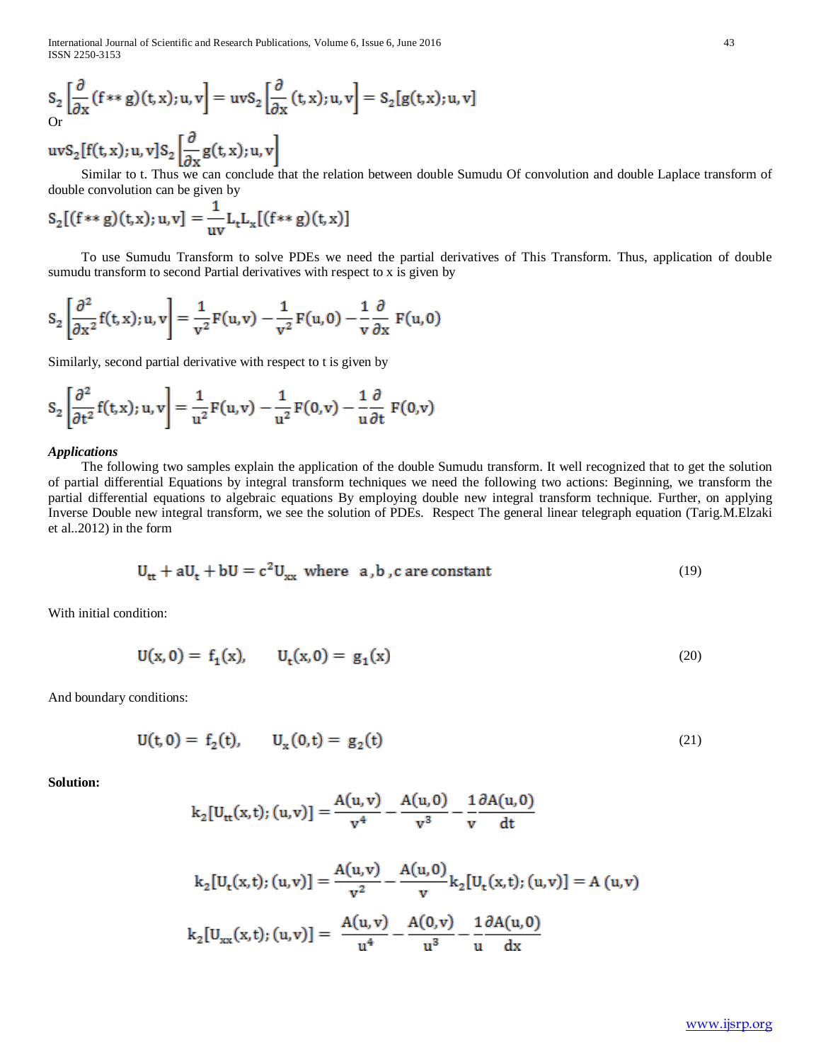$$S_2\left[\frac{\partial}{\partial x}(f**g)(t,x);u,v\right] = uvS_2\left[\frac{\partial}{\partial x}(t,x);u,v\right] = S_2[g(t,x);u,v]$$

Or

$$uvS_2[f(t,x);u,v]S_2\left[\frac{\partial}{\partial x}g(t,x);u,v\right]$$

Similar to t. Thus we can conclude that the relation between double Sumudu Of convolution and double Laplace transform of double convolution can be given by

$$S_2[(f**g)(t,x);u,v] = \frac{1}{uv}L_tL_x[(f**g)(t,x)]$$

To use Sumudu Transform to solve PDEs we need the partial derivatives of This Transform. Thus, application of double sumudu transform to second Partial derivatives with respect to x is given by

$$S_2\left[\frac{\partial^2}{\partial x^2}f(t,x);u,v\right] = \frac{1}{v^2}F(u,v) - \frac{1}{v^2}F(u,0) - \frac{1}{v}\frac{\partial}{\partial x}F(u,0)$$

Similarly, second partial derivative with respect to t is given by

$$S_2\left[\frac{\partial^2}{\partial t^2}f(t,x);u,v\right] = \frac{1}{u^2}F(u,v) - \frac{1}{u^2}F(0,v) - \frac{1}{u}\frac{\partial}{\partial t}F(0,v)$$

***Applications***

The following two samples explain the application of the double Sumudu transform. It well recognized that to get the solution of partial differential Equations by integral transform techniques we need the following two actions: Beginning, we transform the partial differential equations to algebraic equations By employing double new integral transform technique. Further, on applying Inverse Double new integral transform, we see the solution of PDEs. Respect The general linear telegraph equation (Tarig.M.Elzaki et al..2012) in the form

$$U_{tt} + aU_t + bU = c^2U_{xx} \text{ where } a, b, c \text{ are constant} \tag{19}$$

With initial condition:

$$U(x,0) = f_1(x), \qquad U_t(x,0) = g_1(x) \tag{20}$$

And boundary conditions:

$$U(t,0) = f_2(t), \qquad U_x(0,t) = g_2(t) \tag{21}$$

**Solution:**

$$k_2[U_{tt}(x,t);(u,v)] = \frac{A(u,v)}{v^4} - \frac{A(u,0)}{v^3} - \frac{1}{v}\frac{\partial A(u,0)}{dt}$$

$$k_2[U_t(x,t);(u,v)] = \frac{A(u,v)}{v^2} - \frac{A(u,0)}{v}k_2[U_t(x,t);(u,v)] = A(u,v)$$

$$k_2[U_{xx}(x,t);(u,v)] = \frac{A(u,v)}{u^4} - \frac{A(0,v)}{u^3} - \frac{1}{u}\frac{\partial A(u,0)}{dx}$$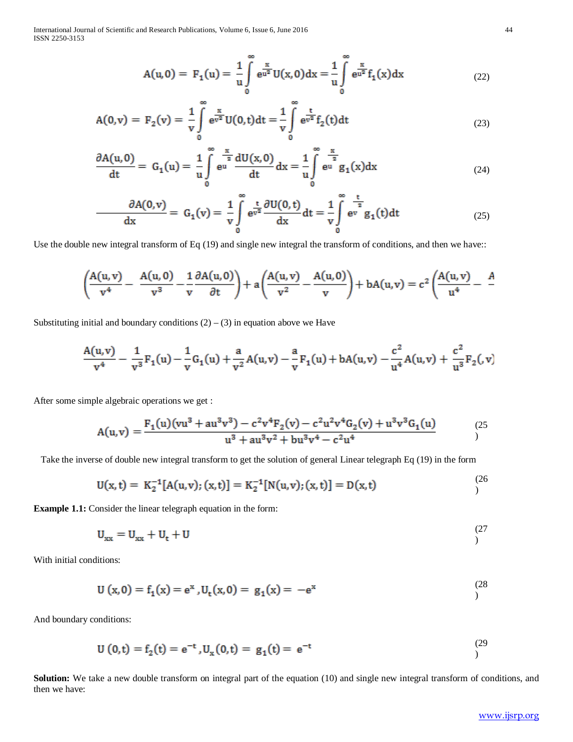$$A(u,0) = F_1(u) = \frac{1}{u}\int_0^\infty e^{\frac{x}{u^2}} U(x,0)dx = \frac{1}{u}\int_0^\infty e^{\frac{x}{u^2}} f_1(x)dx \tag{22}$$

$$A(0,v) = F_2(v) = \frac{1}{v}\int_0^\infty e^{\frac{x}{v^2}} U(0,t)dt = \frac{1}{v}\int_0^\infty e^{\frac{t}{v^2}} f_2(t)dt \tag{23}$$

$$\frac{\partial A(u,0)}{dt} = G_1(u) = \frac{1}{u}\int_0^\infty e^{\frac{x}{u^2}} \frac{dU(x,0)}{dt}dx = \frac{1}{u}\int_0^\infty e^{\frac{x}{u^2}} g_1(x)dx \tag{24}$$

$$\frac{\partial A(0,v)}{dx} = G_1(v) = \frac{1}{v}\int_0^\infty e^{\frac{t}{v^2}} \frac{\partial U(0,t)}{dx}dt = \frac{1}{v}\int_0^\infty e^{\frac{t}{v^2}} g_1(t)dt \tag{25}$$

Use the double new integral transform of Eq (19) and single new integral the transform of conditions, and then we have::

$$\left(\frac{A(u,v)}{v^4} - \frac{A(u,0)}{v^3} - \frac{1}{v}\frac{\partial A(u,0)}{\partial t}\right) + a\left(\frac{A(u,v)}{v^2} - \frac{A(u,0)}{v}\right) + bA(u,v) = c^2\left(\frac{A(u,v)}{u^4} - \frac{A}{}\right.$$

Substituting initial and boundary conditions (2) – (3) in equation above we Have

$$\frac{A(u,v)}{v^4} - \frac{1}{v^3}F_1(u) - \frac{1}{v}G_1(u) + \frac{a}{v^2}A(u,v) - \frac{a}{v}F_1(u) + bA(u,v) - \frac{c^2}{u^4}A(u,v) + \frac{c^2}{u^3}F_2(,v)$$

After some simple algebraic operations we get :

$$A(u,v) = \frac{F_1(u)(vu^3 + au^3v^3) - c^2v^4F_2(v) - c^2u^2v^4G_2(v) + u^3v^3G_1(u)}{u^3 + au^3v^2 + bu^3v^4 - c^2u^4} \tag{25}$$

Take the inverse of double new integral transform to get the solution of general Linear telegraph Eq (19) in the form

$$U(x,t) = K_2^{-1}[A(u,v);(x,t)] = K_2^{-1}[N(u,v);(x,t)] = D(x,t) \tag{26}$$

**Example 1.1:** Consider the linear telegraph equation in the form:

$$U_{xx} = U_{xx} + U_t + U \tag{27}$$

With initial conditions:

$$U(x,0) = f_1(x) = e^x, U_t(x,0) = g_1(x) = -e^x \tag{28}$$

And boundary conditions:

$$U(0,t) = f_2(t) = e^{-t}, U_x(0,t) = g_1(t) = e^{-t} \tag{29}$$

**Solution:** We take a new double transform on integral part of the equation (10) and single new integral transform of conditions, and then we have: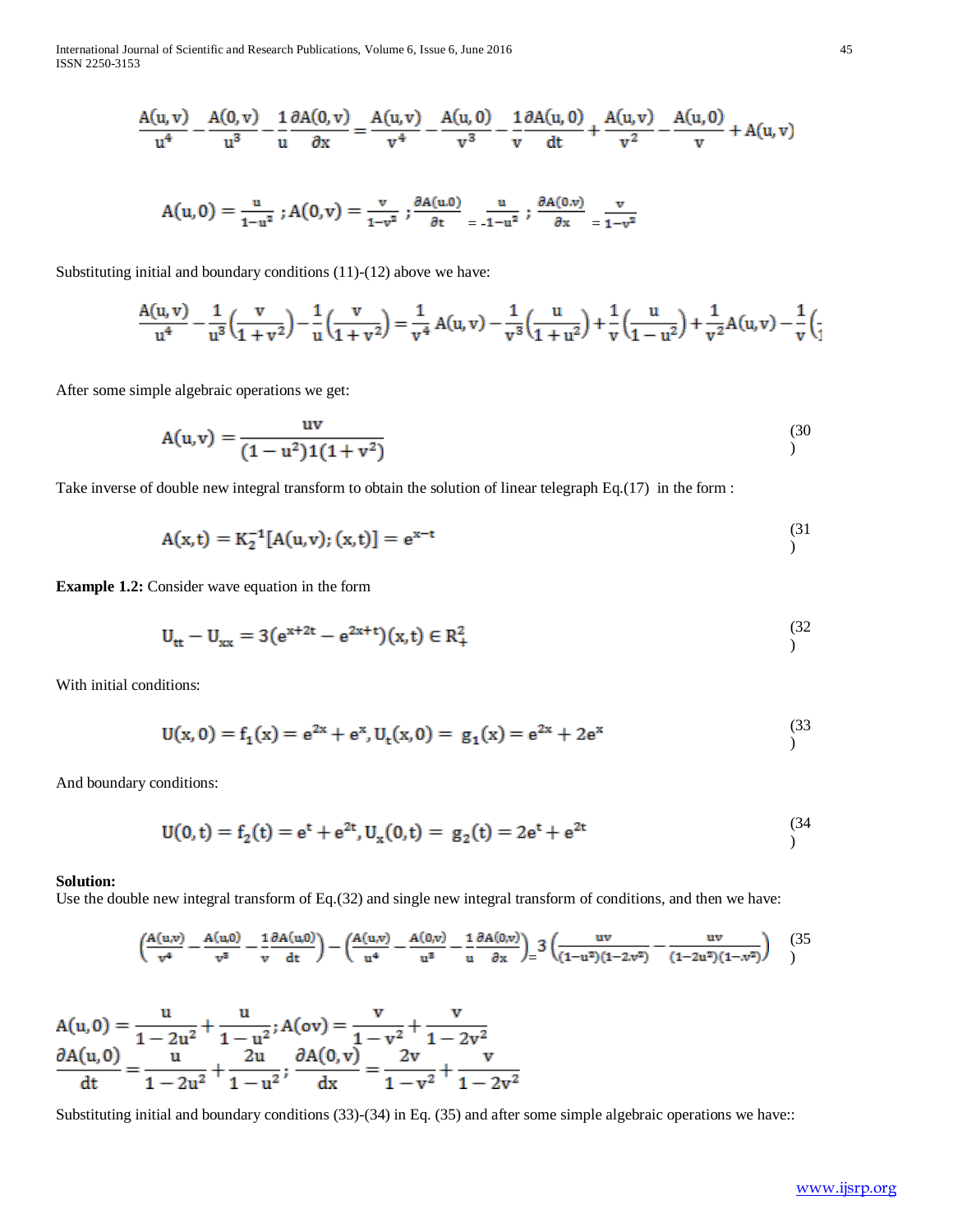$$\frac{A(u,v)}{u^4} - \frac{A(0,v)}{u^3} - \frac{1}{u}\frac{\partial A(0,v)}{\partial x} = \frac{A(u,v)}{v^4} - \frac{A(u,0)}{v^3} - \frac{1}{v}\frac{\partial A(u,0)}{dt} + \frac{A(u,v)}{v^2} - \frac{A(u,0)}{v} + A(u,v)$$

$$A(u,0) = \frac{u}{1-u^2}\ ; A(0,v) = \frac{v}{1-v^2}\ ; \frac{\partial A(u,0)}{\partial t} = \frac{u}{-1-u^2}\ ; \frac{\partial A(0,v)}{\partial x} = \frac{v}{1-v^2}$$

Substituting initial and boundary conditions (11)-(12) above we have:

$$\frac{A(u,v)}{u^4} - \frac{1}{u^3}\left(\frac{v}{1+v^2}\right) - \frac{1}{u}\left(\frac{v}{1+v^2}\right) = \frac{1}{v^4}A(u,v) - \frac{1}{v^3}\left(\frac{u}{1+u^2}\right) + \frac{1}{v}\left(\frac{u}{1-u^2}\right) + \frac{1}{v^2}A(u,v) - \frac{1}{v}\Big($$

After some simple algebraic operations we get:

$$A(u,v) = \frac{uv}{(1-u^2)1(1+v^2)} \tag{30}$$

Take inverse of double new integral transform to obtain the solution of linear telegraph Eq.(17) in the form :

$$A(x,t) = K_2^{-1}[A(u,v);(x,t)] = e^{x-t} \tag{31}$$

**Example 1.2:** Consider wave equation in the form

$$U_{tt} - U_{xx} = 3(e^{x+2t} - e^{2x+t})(x,t) \in R_+^2 \tag{32}$$

With initial conditions:

$$U(x,0) = f_1(x) = e^{2x} + e^x, U_t(x,0) = g_1(x) = e^{2x} + 2e^x \tag{33}$$

And boundary conditions:

$$U(0,t) = f_2(t) = e^t + e^{2t}, U_x(0,t) = g_2(t) = 2e^t + e^{2t} \tag{34}$$

**Solution:**

Use the double new integral transform of Eq.(32) and single new integral transform of conditions, and then we have:

$$\left(\frac{A(u,v)}{v^4} - \frac{A(u,0)}{v^3} - \frac{1}{v}\frac{\partial A(u,0)}{dt}\right) - \left(\frac{A(u,v)}{u^4} - \frac{A(0,v)}{u^3} - \frac{1}{u}\frac{\partial A(0,v)}{\partial x}\right) = 3\left(\frac{uv}{(1-u^2)(1-2v^2)} - \frac{uv}{(1-2u^2)(1-v^2)}\right) \tag{35}$$

$$A(u,0) = \frac{u}{1-2u^2} + \frac{u}{1-u^2}; A(ov) = \frac{v}{1-v^2} + \frac{v}{1-2v^2}$$
$$\frac{\partial A(u,0)}{dt} = \frac{u}{1-2u^2} + \frac{2u}{1-u^2}; \frac{\partial A(0,v)}{dx} = \frac{2v}{1-v^2} + \frac{v}{1-2v^2}$$

Substituting initial and boundary conditions (33)-(34) in Eq. (35) and after some simple algebraic operations we have::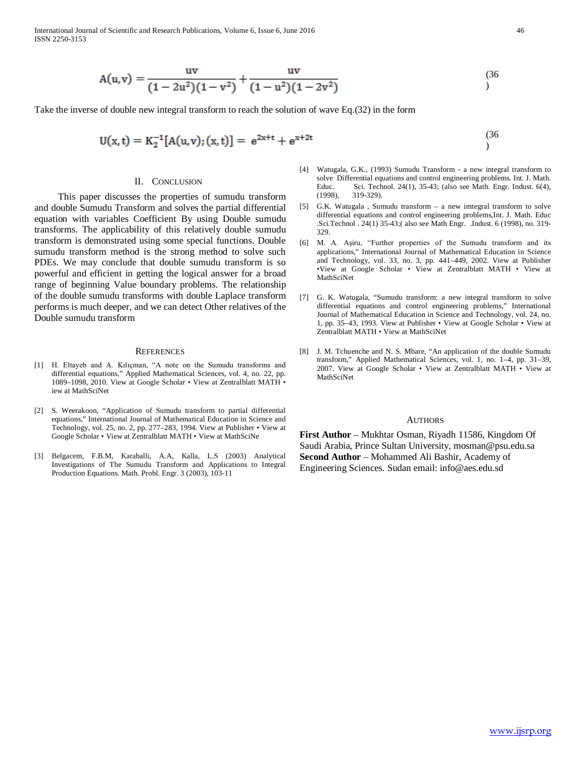$$A(u,v) = \frac{uv}{(1-2u^2)(1-v^2)} + \frac{uv}{(1-u^2)(1-2v^2)} \quad (36)$$

Take the inverse of double new integral transform to reach the solution of wave Eq.(32) in the form

$$U(x,t) = K_2^{-1}[A(u,v);(x,t)] = e^{2x+t} + e^{x+2t} \quad (36)$$

## II. Conclusion

This paper discusses the properties of sumudu transform and double Sumudu Transform and solves the partial differential equation with variables Coefficient By using Double sumudu transforms. The applicability of this relatively double sumudu transform is demonstrated using some special functions. Double sumudu transform method is the strong method to solve such PDEs. We may conclude that double sumudu transform is so powerful and efficient in getting the logical answer for a broad range of beginning Value boundary problems. The relationship of the double sumudu transforms with double Laplace transform performs is much deeper, and we can detect Other relatives of the Double sumudu transform

## References

[1] H. Eltayeb and A. Kılıçman, "A note on the Sumudu transforms and differential equations," Applied Mathematical Sciences, vol. 4, no. 22, pp. 1089–1098, 2010. View at Google Scholar • View at Zentralblatt MATH • iew at MathSciNet

[2] S. Weerakoon, "Application of Sumudu transform to partial differential equations," International Journal of Mathematical Education in Science and Technology, vol. 25, no. 2, pp. 277–283, 1994. View at Publisher • View at Google Scholar • View at Zentralblatt MATH • View at MathSciNe

[3] Belgacem, F.B.M, Karaballi, A.A, Kalla, L.S (2003) Analytical Investigations of The Sumudu Transform and Applications to Integral Production Equations. Math. Probl. Engr. 3 (2003), 103-11

[4] Watugala, G.K., (1993) Sumudu Transform - a new integral transform to solve Differential equations and control engineering problems. Int. J. Math. Educ. Sci. Technol. 24(1), 35-43; (also see Math. Engr. Indust. 6(4), (1998), 319-329).

[5] G.K. Watugala , Sumudu transform – a new imtegral transform to solve differential equations and control engineering problems,Int. J. Math. Educ .Sci.Technol . 24(1) 35-43;( also see Math Engr. .Indust. 6 (1998), no. 319-329.

[6] M. A. Aşiru, "Further properties of the Sumudu transform and its applications," International Journal of Mathematical Education in Science and Technology, vol. 33, no. 3, pp. 441–449, 2002. View at Publisher •View at Google Scholar • View at Zentralblatt MATH • View at MathSciNet

[7] G. K. Watugala, "Sumudu transform: a new integral transform to solve differential equations and control engineering problems," International Journal of Mathematical Education in Science and Technology, vol. 24, no. 1, pp. 35–43, 1993. View at Publisher • View at Google Scholar • View at Zentralblatt MATH • View at MathSciNet

[8] J. M. Tchuenche and N. S. Mbare, "An application of the double Sumudu transform," Applied Mathematical Sciences, vol. 1, no. 1–4, pp. 31–39, 2007. View at Google Scholar • View at Zentralblatt MATH • View at MathSciNet

## Authors

**First Author** – Mukhtar Osman, Riyadh 11586, Kingdom Of Saudi Arabia, Prince Sultan University, mosman@psu.edu.sa

**Second Author** – Mohammed Ali Bashir, Academy of Engineering Sciences. Sudan email: info@aes.edu.sd